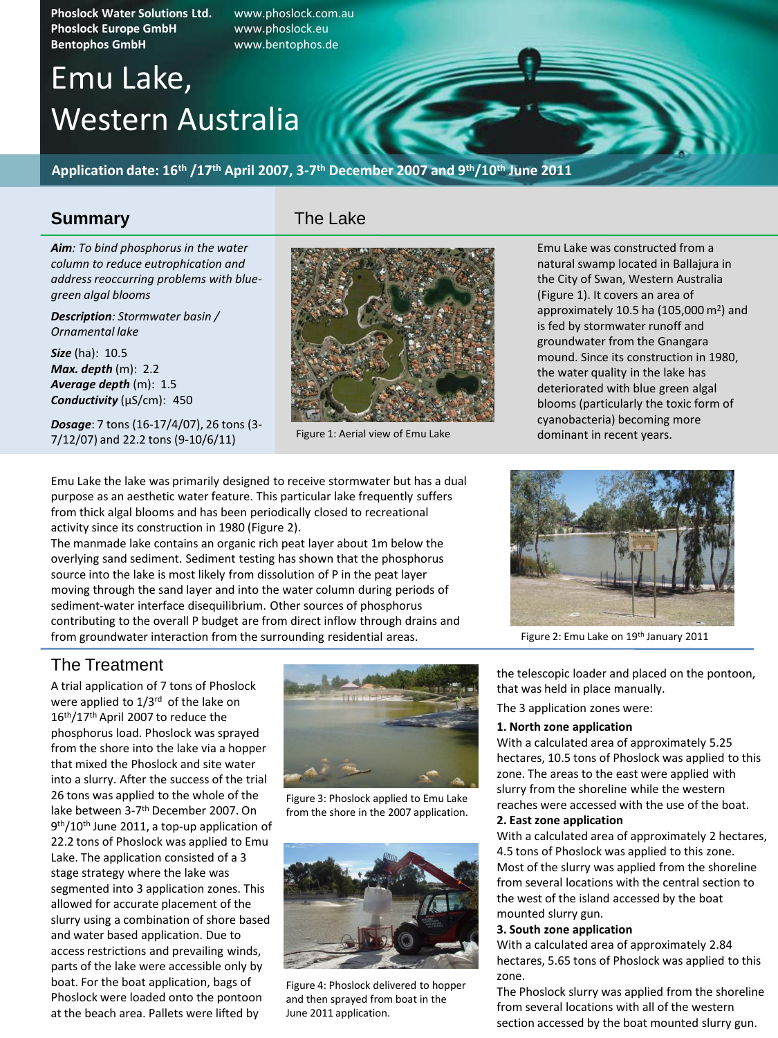**Phoslock Water Solutions Ltd.** www.phoslock.com.au
**Phoslock Europe GmbH** www.phoslock.eu
**Bentophos GmbH** www.bentophos.de

# Emu Lake, Western Australia

**Application date: 16th /17th April 2007, 3-7th December 2007 and 9th/10th June 2011**

## Summary

***Aim***: *To bind phosphorus in the water column to reduce eutrophication and address reoccurring problems with blue-green algal blooms*

***Description***: *Stormwater basin / Ornamental lake*

***Size*** (ha): 10.5
***Max. depth*** (m): 2.2
***Average depth*** (m): 1.5
***Conductivity*** (µS/cm): 450

***Dosage***: 7 tons (16-17/4/07), 26 tons (3-7/12/07) and 22.2 tons (9-10/6/11)

## The Lake

Figure 1: Aerial view of Emu Lake

Emu Lake was constructed from a natural swamp located in Ballajura in the City of Swan, Western Australia (Figure 1). It covers an area of approximately 10.5 ha (105,000 m$^2$) and is fed by stormwater runoff and groundwater from the Gnangara mound. Since its construction in 1980, the water quality in the lake has deteriorated with blue green algal blooms (particularly the toxic form of cyanobacteria) becoming more dominant in recent years.

Emu Lake the lake was primarily designed to receive stormwater but has a dual purpose as an aesthetic water feature. This particular lake frequently suffers from thick algal blooms and has been periodically closed to recreational activity since its construction in 1980 (Figure 2).
The manmade lake contains an organic rich peat layer about 1m below the overlying sand sediment. Sediment testing has shown that the phosphorus source into the lake is most likely from dissolution of P in the peat layer moving through the sand layer and into the water column during periods of sediment-water interface disequilibrium. Other sources of phosphorus contributing to the overall P budget are from direct inflow through drains and from groundwater interaction from the surrounding residential areas.

Figure 2: Emu Lake on 19th January 2011

## The Treatment

A trial application of 7 tons of Phoslock were applied to 1/3rd of the lake on 16th/17th April 2007 to reduce the phosphorus load. Phoslock was sprayed from the shore into the lake via a hopper that mixed the Phoslock and site water into a slurry. After the success of the trial 26 tons was applied to the whole of the lake between 3-7th December 2007. On 9th/10th June 2011, a top-up application of 22.2 tons of Phoslock was applied to Emu Lake. The application consisted of a 3 stage strategy where the lake was segmented into 3 application zones. This allowed for accurate placement of the slurry using a combination of shore based and water based application. Due to access restrictions and prevailing winds, parts of the lake were accessible only by boat. For the boat application, bags of Phoslock were loaded onto the pontoon at the beach area. Pallets were lifted by the telescopic loader and placed on the pontoon, that was held in place manually.

Figure 3: Phoslock applied to Emu Lake from the shore in the 2007 application.

Figure 4: Phoslock delivered to hopper and then sprayed from boat in the June 2011 application.

The 3 application zones were:

**1. North zone application**
With a calculated area of approximately 5.25 hectares, 10.5 tons of Phoslock was applied to this zone. The areas to the east were applied with slurry from the shoreline while the western reaches were accessed with the use of the boat.

**2. East zone application**
With a calculated area of approximately 2 hectares, 4.5 tons of Phoslock was applied to this zone. Most of the slurry was applied from the shoreline from several locations with the central section to the west of the island accessed by the boat mounted slurry gun.

**3. South zone application**
With a calculated area of approximately 2.84 hectares, 5.65 tons of Phoslock was applied to this zone.
The Phoslock slurry was applied from the shoreline from several locations with all of the western section accessed by the boat mounted slurry gun.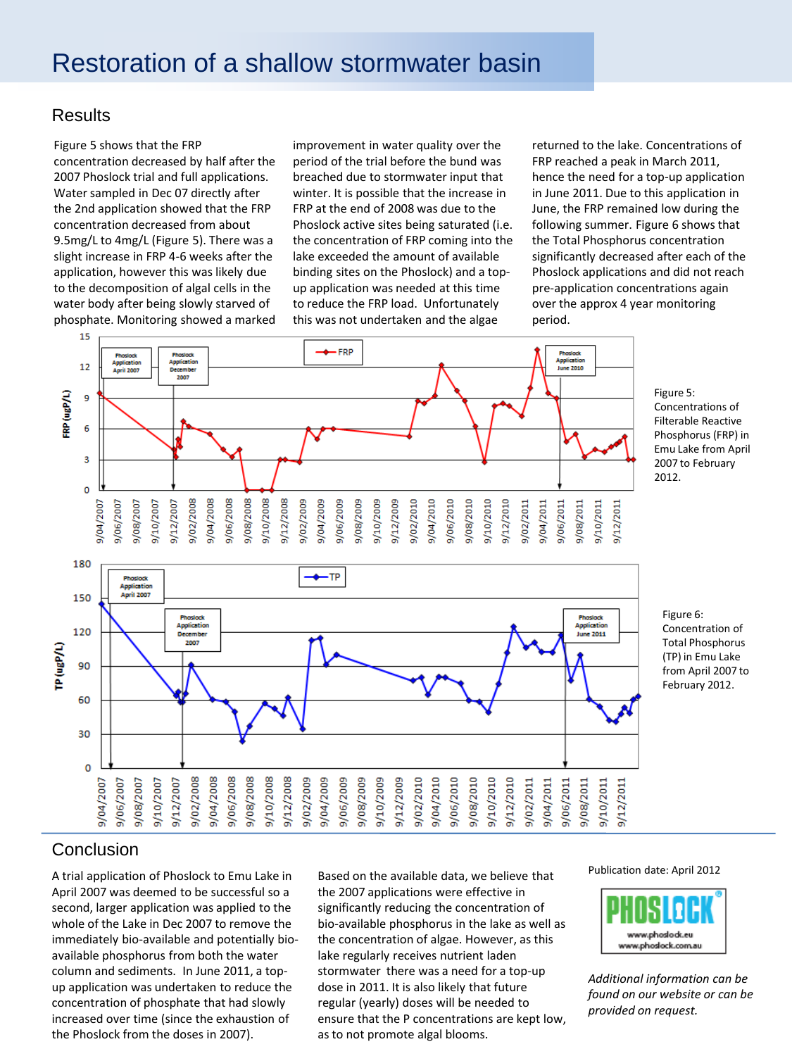# Restoration of a shallow stormwater basin

## Results

Figure 5 shows that the FRP concentration decreased by half after the 2007 Phoslock trial and full applications. Water sampled in Dec 07 directly after the 2nd application showed that the FRP concentration decreased from about 9.5mg/L to 4mg/L (Figure 5). There was a slight increase in FRP 4-6 weeks after the application, however this was likely due to the decomposition of algal cells in the water body after being slowly starved of phosphate. Monitoring showed a marked improvement in water quality over the period of the trial before the bund was breached due to stormwater input that winter. It is possible that the increase in FRP at the end of 2008 was due to the Phoslock active sites being saturated (i.e. the concentration of FRP coming into the lake exceeded the amount of available binding sites on the Phoslock) and a top-up application was needed at this time to reduce the FRP load. Unfortunately this was not undertaken and the algae returned to the lake. Concentrations of FRP reached a peak in March 2011, hence the need for a top-up application in June 2011. Due to this application in June, the FRP remained low during the following summer. Figure 6 shows that the Total Phosphorus concentration significantly decreased after each of the Phoslock applications and did not reach pre-application concentrations again over the approx 4 year monitoring period.

FRP (ugP/L)

15
12
9
6
3
0

FRP

Phoslock Application April 2007

Phoslock Application December 2007

Phoslock Application June 2010

9/04/2007
9/06/2007
9/08/2007
9/10/2007
9/12/2007
9/02/2008
9/04/2008
9/06/2008
9/08/2008
9/10/2008
9/12/2008
9/02/2009
9/04/2009
9/06/2009
9/08/2009
9/10/2009
9/12/2009
9/02/2010
9/04/2010
9/06/2010
9/08/2010
9/10/2010
9/12/2010
9/02/2011
9/04/2011
9/06/2011
9/08/2011
9/10/2011
9/12/2011

Figure 5: Concentrations of Filterable Reactive Phosphorus (FRP) in Emu Lake from April 2007 to February 2012.

TP (ugP/L)

180
150
120
90
60
30
0

TP

Phoslock Application April 2007

Phoslock Application December 2007

Phoslock Application June 2011

9/04/2007
9/06/2007
9/08/2007
9/10/2007
9/12/2007
9/02/2008
9/04/2008
9/06/2008
9/08/2008
9/10/2008
9/12/2008
9/02/2009
9/04/2009
9/06/2009
9/08/2009
9/10/2009
9/12/2009
9/02/2010
9/04/2010
9/06/2010
9/08/2010
9/10/2010
9/12/2010
9/02/2011
9/04/2011
9/06/2011
9/08/2011
9/10/2011
9/12/2011

Figure 6: Concentration of Total Phosphorus (TP) in Emu Lake from April 2007 to February 2012.

## Conclusion

A trial application of Phoslock to Emu Lake in April 2007 was deemed to be successful so a second, larger application was applied to the whole of the Lake in Dec 2007 to remove the immediately bio-available and potentially bio-available phosphorus from both the water column and sediments. In June 2011, a top-up application was undertaken to reduce the concentration of phosphate that had slowly increased over time (since the exhaustion of the Phoslock from the doses in 2007).

Based on the available data, we believe that the 2007 applications were effective in significantly reducing the concentration of bio-available phosphorus in the lake as well as the concentration of algae. However, as this lake regularly receives nutrient laden stormwater there was a need for a top-up dose in 2011. It is also likely that future regular (yearly) doses will be needed to ensure that the P concentrations are kept low, as to not promote algal blooms.

Publication date: April 2012

PHOSLOCK®
www.phoslock.eu
www.phoslock.com.au

*Additional information can be found on our website or can be provided on request.*